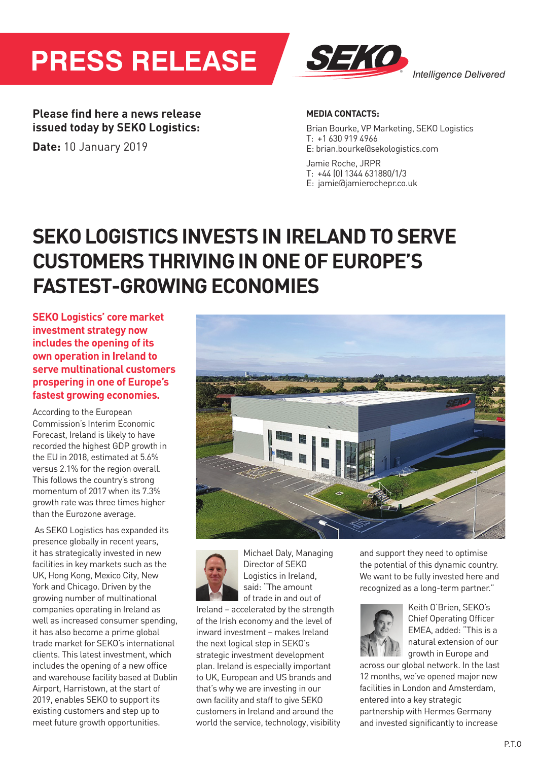# PRESS RELEASE

SEKO *Intelligence Delivered*

**Please find here a news release issued today by SEKO Logistics:**

**Date:** 10 January 2019

**MEDIA CONTACTS:**

Brian Bourke, VP Marketing, SEKO Logistics
T: +1 630 919 4966
E: brian.bourke@sekologistics.com

Jamie Roche, JRPR
T: +44 (0) 1344 631880/1/3
E: jamie@jamierochepr.co.uk

# SEKO LOGISTICS INVESTS IN IRELAND TO SERVE CUSTOMERS THRIVING IN ONE OF EUROPE'S FASTEST-GROWING ECONOMIES

**SEKO Logistics' core market investment strategy now includes the opening of its own operation in Ireland to serve multinational customers prospering in one of Europe's fastest growing economies.**

According to the European Commission's Interim Economic Forecast, Ireland is likely to have recorded the highest GDP growth in the EU in 2018, estimated at 5.6% versus 2.1% for the region overall. This follows the country's strong momentum of 2017 when its 7.3% growth rate was three times higher than the Eurozone average.

As SEKO Logistics has expanded its presence globally in recent years, it has strategically invested in new facilities in key markets such as the UK, Hong Kong, Mexico City, New York and Chicago. Driven by the growing number of multinational companies operating in Ireland as well as increased consumer spending, it has also become a prime global trade market for SEKO's international clients. This latest investment, which includes the opening of a new office and warehouse facility based at Dublin Airport, Harristown, at the start of 2019, enables SEKO to support its existing customers and step up to meet future growth opportunities.

Michael Daly, Managing Director of SEKO Logistics in Ireland, said: "The amount of trade in and out of Ireland – accelerated by the strength of the Irish economy and the level of inward investment – makes Ireland the next logical step in SEKO's strategic investment development plan. Ireland is especially important to UK, European and US brands and that's why we are investing in our own facility and staff to give SEKO customers in Ireland and around the world the service, technology, visibility and support they need to optimise the potential of this dynamic country. We want to be fully invested here and recognized as a long-term partner."

Keith O'Brien, SEKO's Chief Operating Officer EMEA, added: "This is a natural extension of our growth in Europe and across our global network. In the last 12 months, we've opened major new facilities in London and Amsterdam, entered into a key strategic partnership with Hermes Germany and invested significantly to increase

P.T.O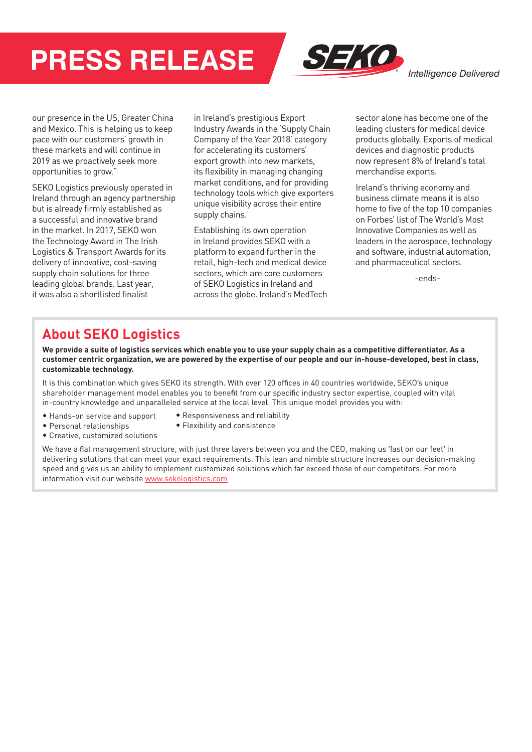our presence in the US, Greater China and Mexico. This is helping us to keep pace with our customers' growth in these markets and will continue in 2019 as we proactively seek more opportunities to grow."

SEKO Logistics previously operated in Ireland through an agency partnership but is already firmly established as a successful and innovative brand in the market. In 2017, SEKO won the Technology Award in The Irish Logistics & Transport Awards for its delivery of innovative, cost-saving supply chain solutions for three leading global brands. Last year, it was also a shortlisted finalist in Ireland's prestigious Export Industry Awards in the 'Supply Chain Company of the Year 2018' category for accelerating its customers' export growth into new markets, its flexibility in managing changing market conditions, and for providing technology tools which give exporters unique visibility across their entire supply chains.

Establishing its own operation in Ireland provides SEKO with a platform to expand further in the retail, high-tech and medical device sectors, which are core customers of SEKO Logistics in Ireland and across the globe. Ireland's MedTech sector alone has become one of the leading clusters for medical device products globally. Exports of medical devices and diagnostic products now represent 8% of Ireland's total merchandise exports.

Ireland's thriving economy and business climate means it is also home to five of the top 10 companies on Forbes' list of The World's Most Innovative Companies as well as leaders in the aerospace, technology and software, industrial automation, and pharmaceutical sectors.

-ends-

## About SEKO Logistics

**We provide a suite of logistics services which enable you to use your supply chain as a competitive differentiator. As a customer centric organization, we are powered by the expertise of our people and our in-house-developed, best in class, customizable technology.**

It is this combination which gives SEKO its strength. With over 120 offices in 40 countries worldwide, SEKO's unique shareholder management model enables you to benefit from our specific industry sector expertise, coupled with vital in-country knowledge and unparalleled service at the local level. This unique model provides you with:

- Hands-on service and support
- Personal relationships
- Creative, customized solutions
- Responsiveness and reliability
- Flexibility and consistence

We have a flat management structure, with just three layers between you and the CEO, making us 'fast on our feet' in delivering solutions that can meet your exact requirements. This lean and nimble structure increases our decision-making speed and gives us an ability to implement customized solutions which far exceed those of our competitors. For more information visit our website www.sekologistics.com